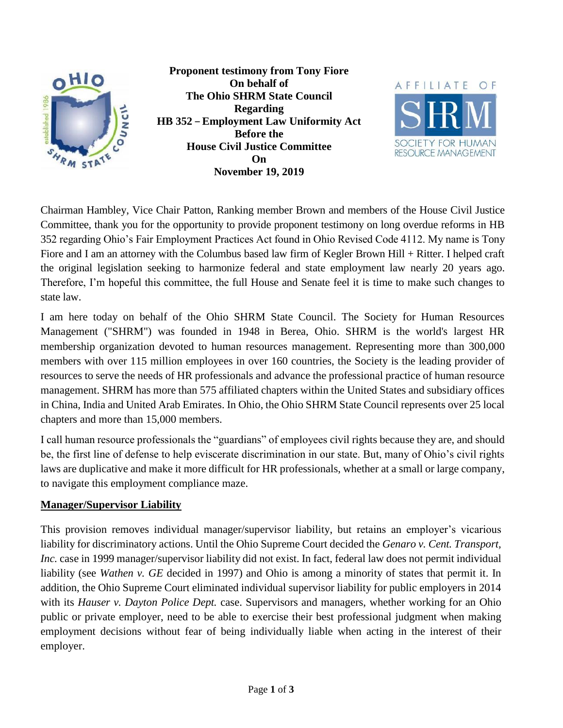**Proponent testimony from Tony Fiore**
**On behalf of**
**The Ohio SHRM State Council**
**Regarding**
**HB 352 – Employment Law Uniformity Act**
**Before the**
**House Civil Justice Committee**
**On**
**November 19, 2019**

Chairman Hambley, Vice Chair Patton, Ranking member Brown and members of the House Civil Justice Committee, thank you for the opportunity to provide proponent testimony on long overdue reforms in HB 352 regarding Ohio's Fair Employment Practices Act found in Ohio Revised Code 4112. My name is Tony Fiore and I am an attorney with the Columbus based law firm of Kegler Brown Hill + Ritter. I helped craft the original legislation seeking to harmonize federal and state employment law nearly 20 years ago. Therefore, I'm hopeful this committee, the full House and Senate feel it is time to make such changes to state law.

I am here today on behalf of the Ohio SHRM State Council. The Society for Human Resources Management ("SHRM") was founded in 1948 in Berea, Ohio. SHRM is the world's largest HR membership organization devoted to human resources management. Representing more than 300,000 members with over 115 million employees in over 160 countries, the Society is the leading provider of resources to serve the needs of HR professionals and advance the professional practice of human resource management. SHRM has more than 575 affiliated chapters within the United States and subsidiary offices in China, India and United Arab Emirates. In Ohio, the Ohio SHRM State Council represents over 25 local chapters and more than 15,000 members.

I call human resource professionals the "guardians" of employees civil rights because they are, and should be, the first line of defense to help eviscerate discrimination in our state. But, many of Ohio's civil rights laws are duplicative and make it more difficult for HR professionals, whether at a small or large company, to navigate this employment compliance maze.

## Manager/Supervisor Liability

This provision removes individual manager/supervisor liability, but retains an employer's vicarious liability for discriminatory actions. Until the Ohio Supreme Court decided the *Genaro v. Cent. Transport, Inc.* case in 1999 manager/supervisor liability did not exist. In fact, federal law does not permit individual liability (see *Wathen v. GE* decided in 1997) and Ohio is among a minority of states that permit it. In addition, the Ohio Supreme Court eliminated individual supervisor liability for public employers in 2014 with its *Hauser v. Dayton Police Dept.* case. Supervisors and managers, whether working for an Ohio public or private employer, need to be able to exercise their best professional judgment when making employment decisions without fear of being individually liable when acting in the interest of their employer.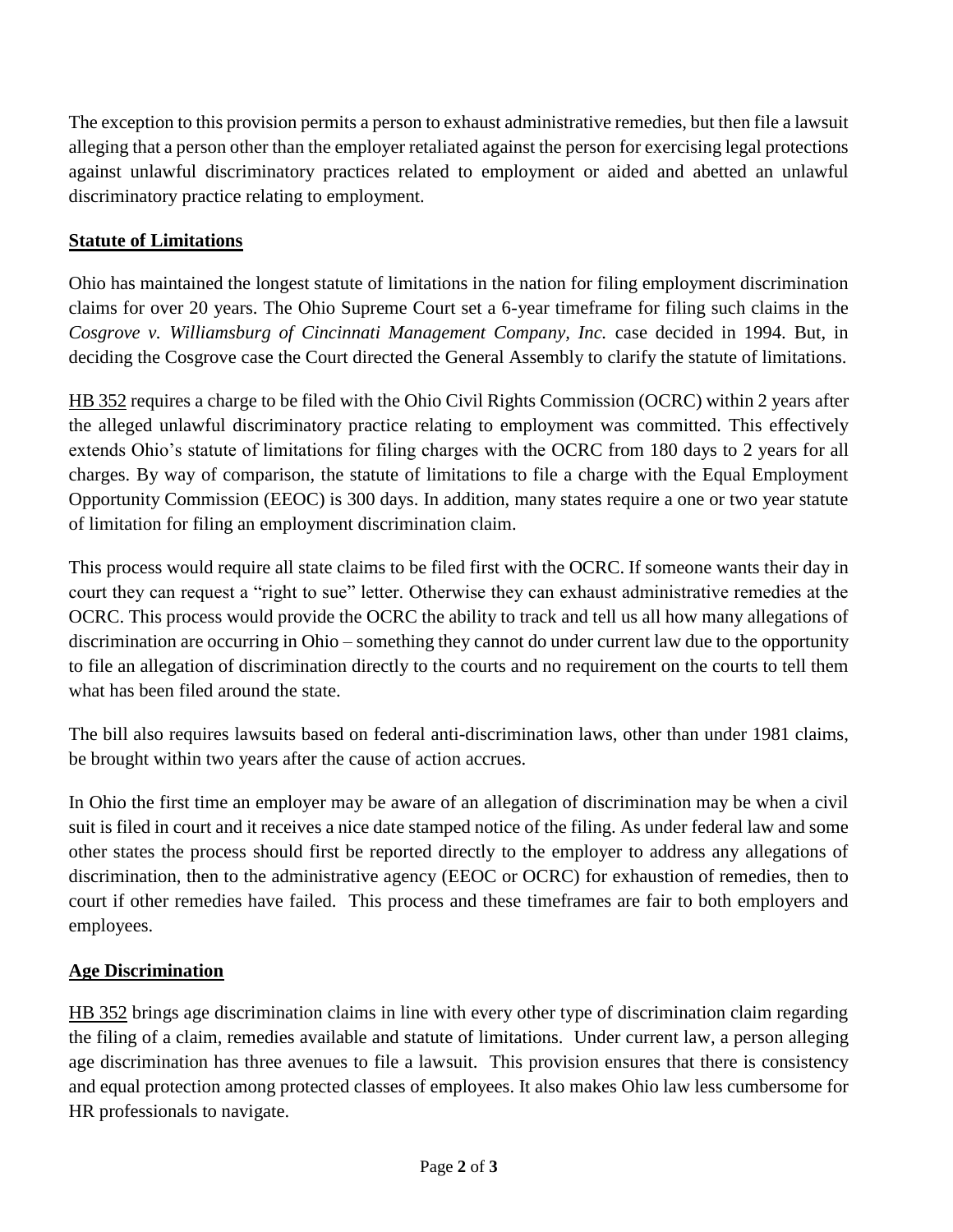The exception to this provision permits a person to exhaust administrative remedies, but then file a lawsuit alleging that a person other than the employer retaliated against the person for exercising legal protections against unlawful discriminatory practices related to employment or aided and abetted an unlawful discriminatory practice relating to employment.

**Statute of Limitations**

Ohio has maintained the longest statute of limitations in the nation for filing employment discrimination claims for over 20 years. The Ohio Supreme Court set a 6-year timeframe for filing such claims in the *Cosgrove v. Williamsburg of Cincinnati Management Company, Inc.* case decided in 1994. But, in deciding the Cosgrove case the Court directed the General Assembly to clarify the statute of limitations.

HB 352 requires a charge to be filed with the Ohio Civil Rights Commission (OCRC) within 2 years after the alleged unlawful discriminatory practice relating to employment was committed. This effectively extends Ohio's statute of limitations for filing charges with the OCRC from 180 days to 2 years for all charges. By way of comparison, the statute of limitations to file a charge with the Equal Employment Opportunity Commission (EEOC) is 300 days. In addition, many states require a one or two year statute of limitation for filing an employment discrimination claim.

This process would require all state claims to be filed first with the OCRC. If someone wants their day in court they can request a "right to sue" letter. Otherwise they can exhaust administrative remedies at the OCRC. This process would provide the OCRC the ability to track and tell us all how many allegations of discrimination are occurring in Ohio – something they cannot do under current law due to the opportunity to file an allegation of discrimination directly to the courts and no requirement on the courts to tell them what has been filed around the state.

The bill also requires lawsuits based on federal anti-discrimination laws, other than under 1981 claims, be brought within two years after the cause of action accrues.

In Ohio the first time an employer may be aware of an allegation of discrimination may be when a civil suit is filed in court and it receives a nice date stamped notice of the filing. As under federal law and some other states the process should first be reported directly to the employer to address any allegations of discrimination, then to the administrative agency (EEOC or OCRC) for exhaustion of remedies, then to court if other remedies have failed. This process and these timeframes are fair to both employers and employees.

**Age Discrimination**

HB 352 brings age discrimination claims in line with every other type of discrimination claim regarding the filing of a claim, remedies available and statute of limitations. Under current law, a person alleging age discrimination has three avenues to file a lawsuit. This provision ensures that there is consistency and equal protection among protected classes of employees. It also makes Ohio law less cumbersome for HR professionals to navigate.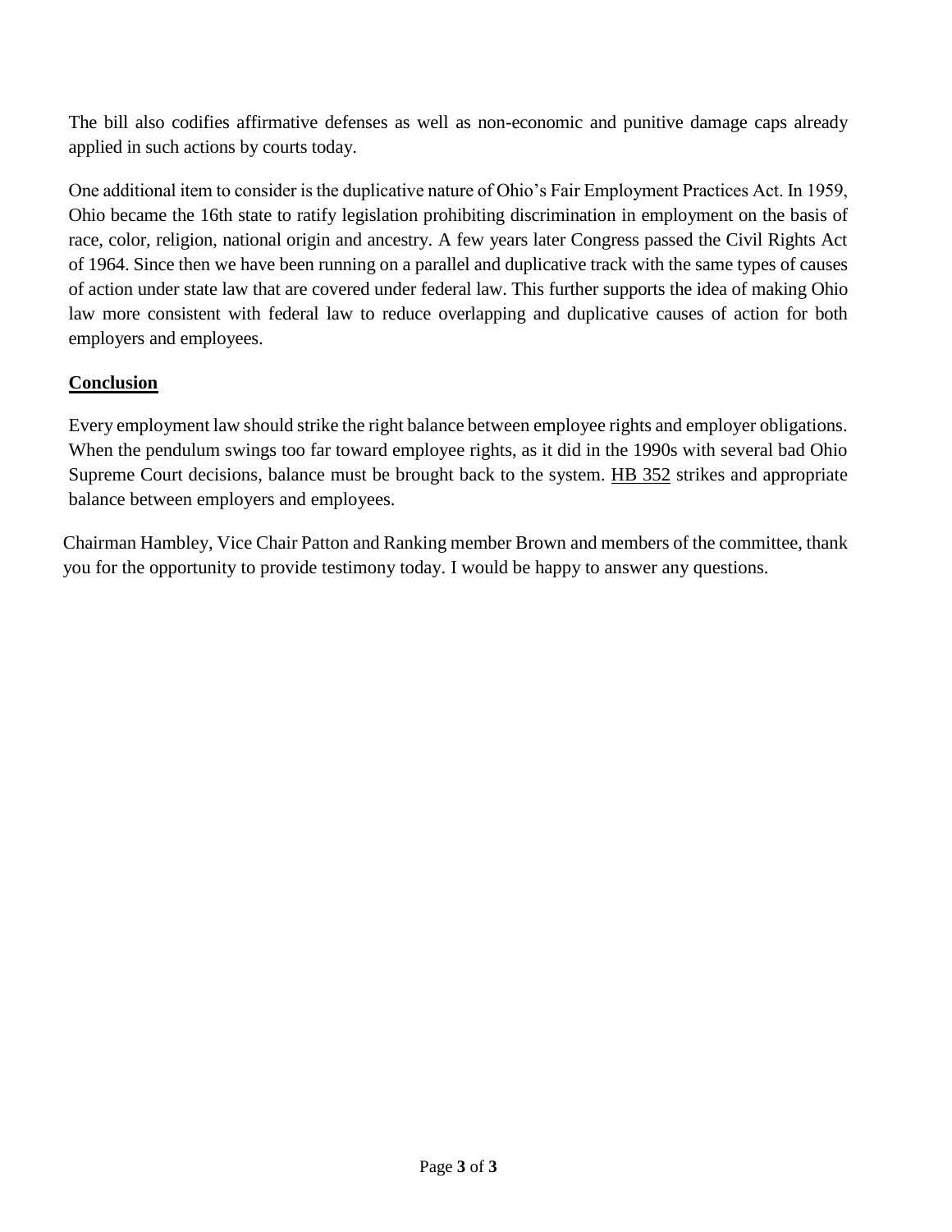The bill also codifies affirmative defenses as well as non-economic and punitive damage caps already applied in such actions by courts today.

One additional item to consider is the duplicative nature of Ohio's Fair Employment Practices Act. In 1959, Ohio became the 16th state to ratify legislation prohibiting discrimination in employment on the basis of race, color, religion, national origin and ancestry. A few years later Congress passed the Civil Rights Act of 1964. Since then we have been running on a parallel and duplicative track with the same types of causes of action under state law that are covered under federal law. This further supports the idea of making Ohio law more consistent with federal law to reduce overlapping and duplicative causes of action for both employers and employees.

## Conclusion

Every employment law should strike the right balance between employee rights and employer obligations. When the pendulum swings too far toward employee rights, as it did in the 1990s with several bad Ohio Supreme Court decisions, balance must be brought back to the system. HB 352 strikes and appropriate balance between employers and employees.

Chairman Hambley, Vice Chair Patton and Ranking member Brown and members of the committee, thank you for the opportunity to provide testimony today. I would be happy to answer any questions.